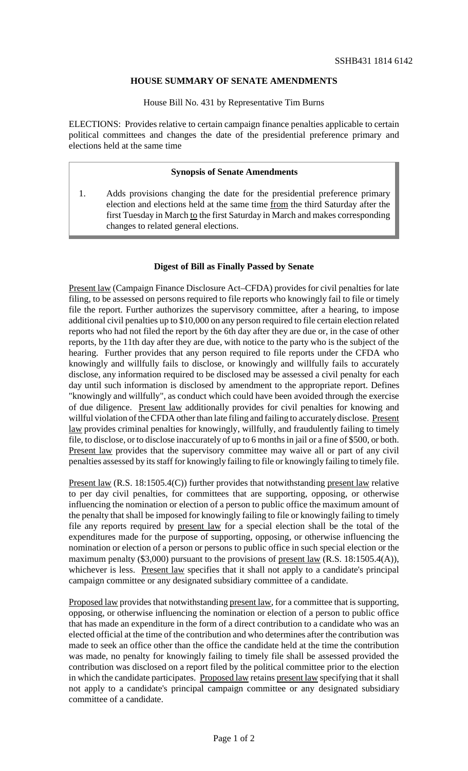SSHB431 1814 6142

## HOUSE SUMMARY OF SENATE AMENDMENTS

House Bill No. 431 by Representative Tim Burns

ELECTIONS: Provides relative to certain campaign finance penalties applicable to certain political committees and changes the date of the presidential preference primary and elections held at the same time

### Synopsis of Senate Amendments

1. Adds provisions changing the date for the presidential preference primary election and elections held at the same time from the third Saturday after the first Tuesday in March to the first Saturday in March and makes corresponding changes to related general elections.

### Digest of Bill as Finally Passed by Senate

Present law (Campaign Finance Disclosure Act–CFDA) provides for civil penalties for late filing, to be assessed on persons required to file reports who knowingly fail to file or timely file the report. Further authorizes the supervisory committee, after a hearing, to impose additional civil penalties up to $10,000 on any person required to file certain election related reports who had not filed the report by the 6th day after they are due or, in the case of other reports, by the 11th day after they are due, with notice to the party who is the subject of the hearing. Further provides that any person required to file reports under the CFDA who knowingly and willfully fails to disclose, or knowingly and willfully fails to accurately disclose, any information required to be disclosed may be assessed a civil penalty for each day until such information is disclosed by amendment to the appropriate report. Defines "knowingly and willfully", as conduct which could have been avoided through the exercise of due diligence. Present law additionally provides for civil penalties for knowing and willful violation of the CFDA other than late filing and failing to accurately disclose. Present law provides criminal penalties for knowingly, willfully, and fraudulently failing to timely file, to disclose, or to disclose inaccurately of up to 6 months in jail or a fine of $500, or both. Present law provides that the supervisory committee may waive all or part of any civil penalties assessed by its staff for knowingly failing to file or knowingly failing to timely file.

Present law (R.S. 18:1505.4(C)) further provides that notwithstanding present law relative to per day civil penalties, for committees that are supporting, opposing, or otherwise influencing the nomination or election of a person to public office the maximum amount of the penalty that shall be imposed for knowingly failing to file or knowingly failing to timely file any reports required by present law for a special election shall be the total of the expenditures made for the purpose of supporting, opposing, or otherwise influencing the nomination or election of a person or persons to public office in such special election or the maximum penalty ($3,000) pursuant to the provisions of present law (R.S. 18:1505.4(A)), whichever is less. Present law specifies that it shall not apply to a candidate's principal campaign committee or any designated subsidiary committee of a candidate.

Proposed law provides that notwithstanding present law, for a committee that is supporting, opposing, or otherwise influencing the nomination or election of a person to public office that has made an expenditure in the form of a direct contribution to a candidate who was an elected official at the time of the contribution and who determines after the contribution was made to seek an office other than the office the candidate held at the time the contribution was made, no penalty for knowingly failing to timely file shall be assessed provided the contribution was disclosed on a report filed by the political committee prior to the election in which the candidate participates. Proposed law retains present law specifying that it shall not apply to a candidate's principal campaign committee or any designated subsidiary committee of a candidate.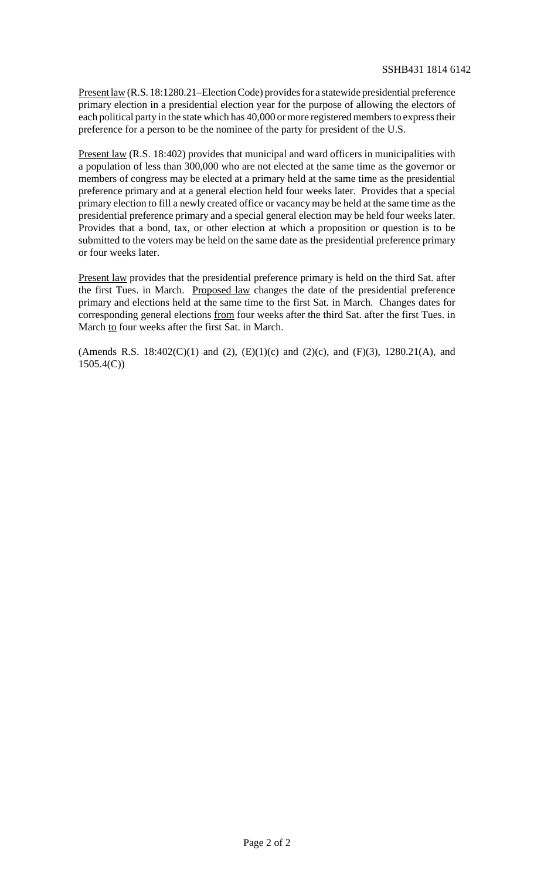Present law (R.S. 18:1280.21–Election Code) provides for a statewide presidential preference primary election in a presidential election year for the purpose of allowing the electors of each political party in the state which has 40,000 or more registered members to express their preference for a person to be the nominee of the party for president of the U.S.

Present law (R.S. 18:402) provides that municipal and ward officers in municipalities with a population of less than 300,000 who are not elected at the same time as the governor or members of congress may be elected at a primary held at the same time as the presidential preference primary and at a general election held four weeks later. Provides that a special primary election to fill a newly created office or vacancy may be held at the same time as the presidential preference primary and a special general election may be held four weeks later. Provides that a bond, tax, or other election at which a proposition or question is to be submitted to the voters may be held on the same date as the presidential preference primary or four weeks later.

Present law provides that the presidential preference primary is held on the third Sat. after the first Tues. in March. Proposed law changes the date of the presidential preference primary and elections held at the same time to the first Sat. in March. Changes dates for corresponding general elections from four weeks after the third Sat. after the first Tues. in March to four weeks after the first Sat. in March.

(Amends R.S. 18:402(C)(1) and (2), (E)(1)(c) and (2)(c), and (F)(3), 1280.21(A), and 1505.4(C))